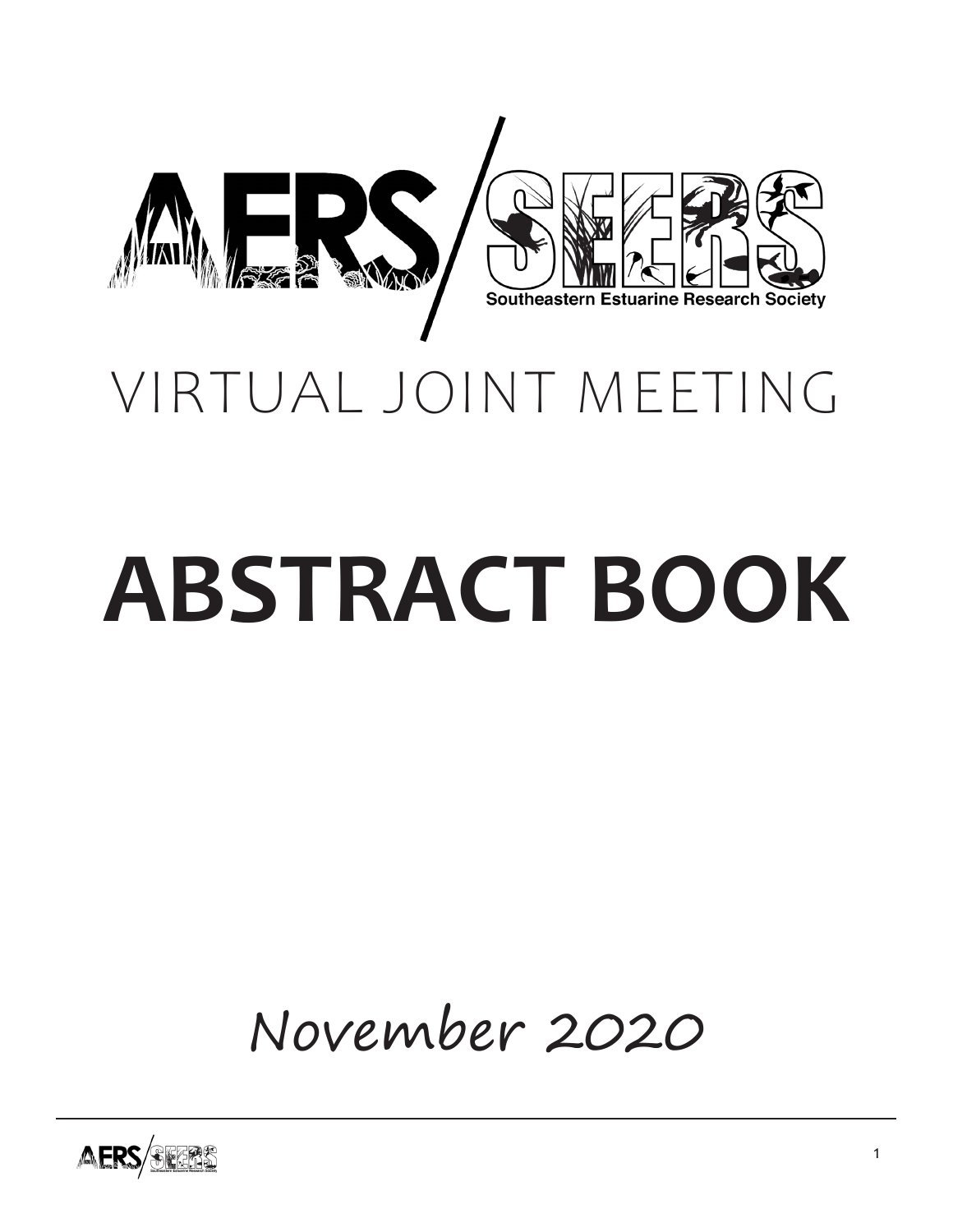AERS/SEERS

Southeastern Estuarine Research Society

# VIRTUAL JOINT MEETING

# ABSTRACT BOOK

November 2020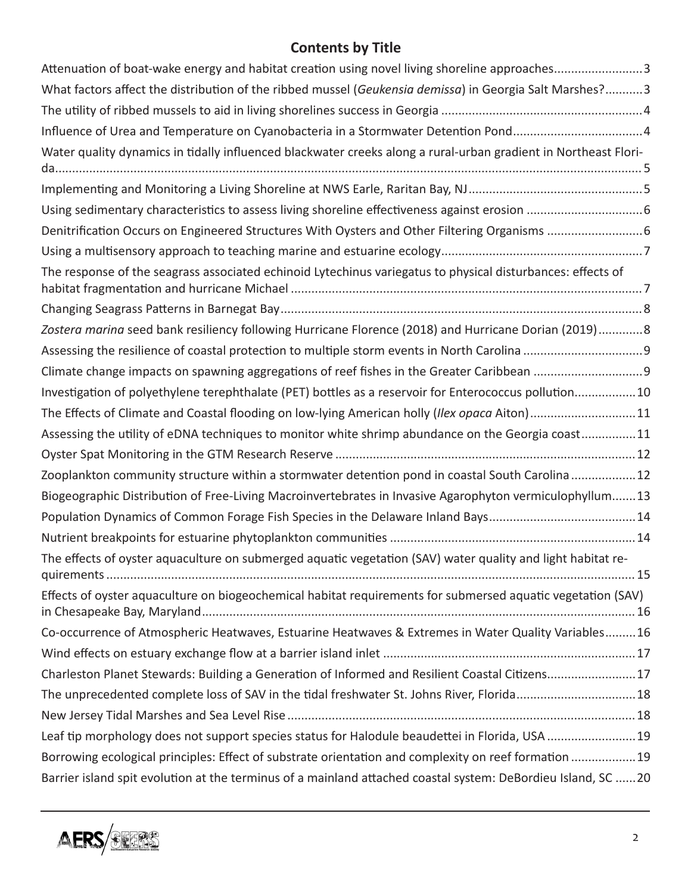## Contents by Title

- Attenuation of boat-wake energy and habitat creation using novel living shoreline approaches..........................3
- What factors affect the distribution of the ribbed mussel (*Geukensia demissa*) in Georgia Salt Marshes?...........3
- The utility of ribbed mussels to aid in living shorelines success in Georgia ..........................................................4
- Influence of Urea and Temperature on Cyanobacteria in a Stormwater Detention Pond.....................................4
- Water quality dynamics in tidally influenced blackwater creeks along a rural-urban gradient in Northeast Florida........................................................................................................................................................5
- Implementing and Monitoring a Living Shoreline at NWS Earle, Raritan Bay, NJ..................................................5
- Using sedimentary characteristics to assess living shoreline effectiveness against erosion .................................6
- Denitrification Occurs on Engineered Structures With Oysters and Other Filtering Organisms ...........................6
- Using a multisensory approach to teaching marine and estuarine ecology..........................................................7
- The response of the seagrass associated echinoid Lytechinus variegatus to physical disturbances: effects of habitat fragmentation and hurricane Michael ......................................................................................................7
- Changing Seagrass Patterns in Barnegat Bay.........................................................................................................8
- *Zostera marina* seed bank resiliency following Hurricane Florence (2018) and Hurricane Dorian (2019).............8
- Assessing the resilience of coastal protection to multiple storm events in North Carolina ..................................9
- Climate change impacts on spawning aggregations of reef fishes in the Greater Caribbean ...............................9
- Investigation of polyethylene terephthalate (PET) bottles as a reservoir for Enterococcus pollution.................10
- The Effects of Climate and Coastal flooding on low-lying American holly (*Ilex opaca* Aiton)...............................11
- Assessing the utility of eDNA techniques to monitor white shrimp abundance on the Georgia coast................11
- Oyster Spat Monitoring in the GTM Research Reserve .......................................................................................12
- Zooplankton community structure within a stormwater detention pond in coastal South Carolina ..................12
- Biogeographic Distribution of Free-Living Macroinvertebrates in Invasive Agarophyton vermiculophyllum.......13
- Population Dynamics of Common Forage Fish Species in the Delaware Inland Bays...........................................14
- Nutrient breakpoints for estuarine phytoplankton communities .......................................................................14
- The effects of oyster aquaculture on submerged aquatic vegetation (SAV) water quality and light habitat requirements .........................................................................................................................................................15
- Effects of oyster aquaculture on biogeochemical habitat requirements for submersed aquatic vegetation (SAV) in Chesapeake Bay, Maryland..............................................................................................................................16
- Co-occurrence of Atmospheric Heatwaves, Estuarine Heatwaves & Extremes in Water Quality Variables.........16
- Wind effects on estuary exchange flow at a barrier island inlet .........................................................................17
- Charleston Planet Stewards: Building a Generation of Informed and Resilient Coastal Citizens.........................17
- The unprecedented complete loss of SAV in the tidal freshwater St. Johns River, Florida..................................18
- New Jersey Tidal Marshes and Sea Level Rise .....................................................................................................18
- Leaf tip morphology does not support species status for Halodule beaudettei in Florida, USA ..........................19
- Borrowing ecological principles: Effect of substrate orientation and complexity on reef formation ..................19
- Barrier island spit evolution at the terminus of a mainland attached coastal system: DeBordieu Island, SC ......20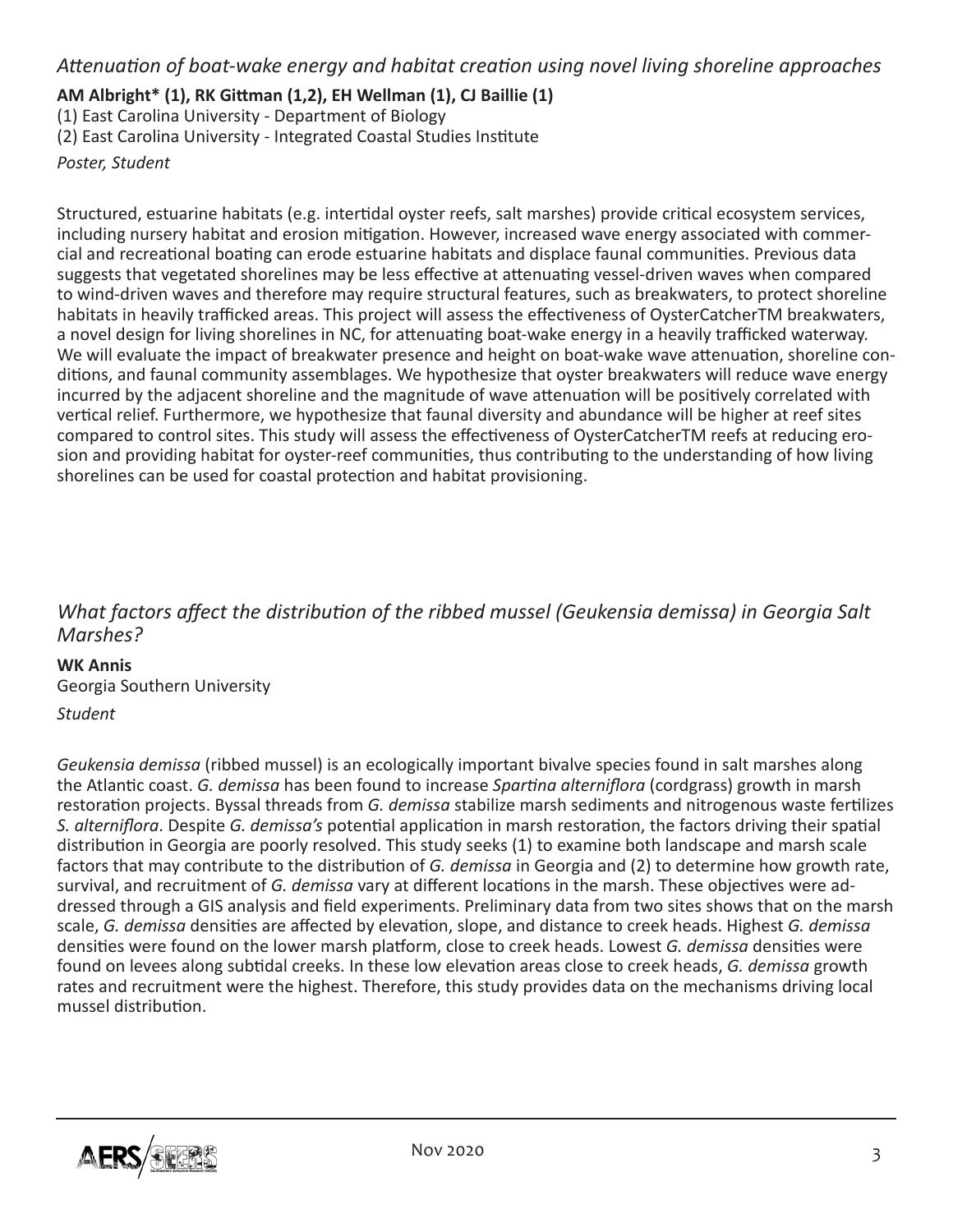### *Attenuation of boat-wake energy and habitat creation using novel living shoreline approaches*

**AM Albright* (1), RK Gittman (1,2), EH Wellman (1), CJ Baillie (1)**
(1) East Carolina University - Department of Biology
(2) East Carolina University - Integrated Coastal Studies Institute
*Poster, Student*

Structured, estuarine habitats (e.g. intertidal oyster reefs, salt marshes) provide critical ecosystem services, including nursery habitat and erosion mitigation. However, increased wave energy associated with commercial and recreational boating can erode estuarine habitats and displace faunal communities. Previous data suggests that vegetated shorelines may be less effective at attenuating vessel-driven waves when compared to wind-driven waves and therefore may require structural features, such as breakwaters, to protect shoreline habitats in heavily trafficked areas. This project will assess the effectiveness of OysterCatcherTM breakwaters, a novel design for living shorelines in NC, for attenuating boat-wake energy in a heavily trafficked waterway. We will evaluate the impact of breakwater presence and height on boat-wake wave attenuation, shoreline conditions, and faunal community assemblages. We hypothesize that oyster breakwaters will reduce wave energy incurred by the adjacent shoreline and the magnitude of wave attenuation will be positively correlated with vertical relief. Furthermore, we hypothesize that faunal diversity and abundance will be higher at reef sites compared to control sites. This study will assess the effectiveness of OysterCatcherTM reefs at reducing erosion and providing habitat for oyster-reef communities, thus contributing to the understanding of how living shorelines can be used for coastal protection and habitat provisioning.

### *What factors affect the distribution of the ribbed mussel (Geukensia demissa) in Georgia Salt Marshes?*

**WK Annis**
Georgia Southern University
*Student*

*Geukensia demissa* (ribbed mussel) is an ecologically important bivalve species found in salt marshes along the Atlantic coast. *G. demissa* has been found to increase *Spartina alterniflora* (cordgrass) growth in marsh restoration projects. Byssal threads from *G. demissa* stabilize marsh sediments and nitrogenous waste fertilizes *S. alterniflora*. Despite *G. demissa's* potential application in marsh restoration, the factors driving their spatial distribution in Georgia are poorly resolved. This study seeks (1) to examine both landscape and marsh scale factors that may contribute to the distribution of *G. demissa* in Georgia and (2) to determine how growth rate, survival, and recruitment of *G. demissa* vary at different locations in the marsh. These objectives were addressed through a GIS analysis and field experiments. Preliminary data from two sites shows that on the marsh scale, *G. demissa* densities are affected by elevation, slope, and distance to creek heads. Highest *G. demissa* densities were found on the lower marsh platform, close to creek heads. Lowest *G. demissa* densities were found on levees along subtidal creeks. In these low elevation areas close to creek heads, *G. demissa* growth rates and recruitment were the highest. Therefore, this study provides data on the mechanisms driving local mussel distribution.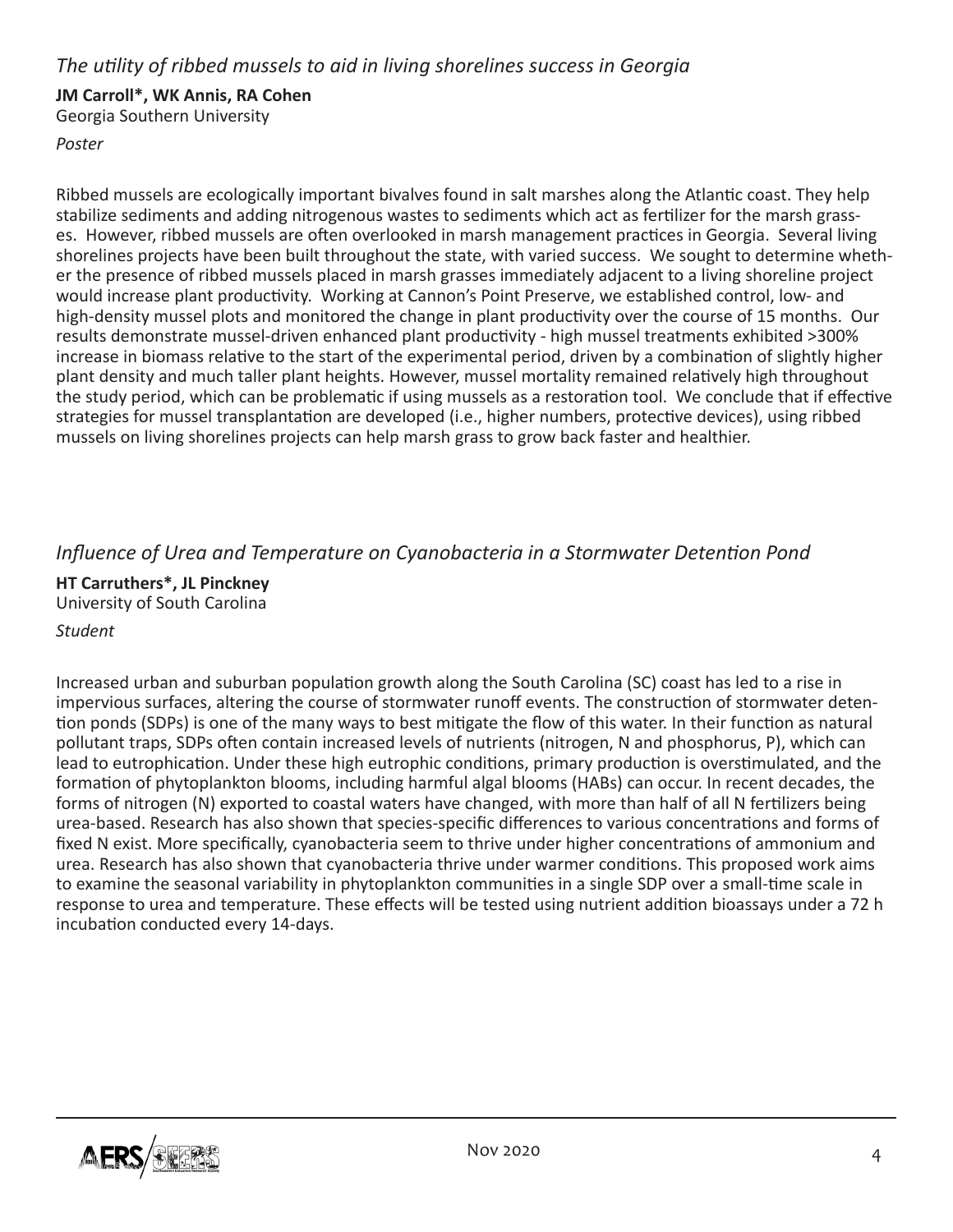## *The utility of ribbed mussels to aid in living shorelines success in Georgia*

**JM Carroll*, WK Annis, RA Cohen**
Georgia Southern University

*Poster*

Ribbed mussels are ecologically important bivalves found in salt marshes along the Atlantic coast. They help stabilize sediments and adding nitrogenous wastes to sediments which act as fertilizer for the marsh grasses. However, ribbed mussels are often overlooked in marsh management practices in Georgia. Several living shorelines projects have been built throughout the state, with varied success. We sought to determine whether the presence of ribbed mussels placed in marsh grasses immediately adjacent to a living shoreline project would increase plant productivity. Working at Cannon's Point Preserve, we established control, low- and high-density mussel plots and monitored the change in plant productivity over the course of 15 months. Our results demonstrate mussel-driven enhanced plant productivity - high mussel treatments exhibited >300% increase in biomass relative to the start of the experimental period, driven by a combination of slightly higher plant density and much taller plant heights. However, mussel mortality remained relatively high throughout the study period, which can be problematic if using mussels as a restoration tool. We conclude that if effective strategies for mussel transplantation are developed (i.e., higher numbers, protective devices), using ribbed mussels on living shorelines projects can help marsh grass to grow back faster and healthier.

## *Influence of Urea and Temperature on Cyanobacteria in a Stormwater Detention Pond*

**HT Carruthers*, JL Pinckney**
University of South Carolina

*Student*

Increased urban and suburban population growth along the South Carolina (SC) coast has led to a rise in impervious surfaces, altering the course of stormwater runoff events. The construction of stormwater detention ponds (SDPs) is one of the many ways to best mitigate the flow of this water. In their function as natural pollutant traps, SDPs often contain increased levels of nutrients (nitrogen, N and phosphorus, P), which can lead to eutrophication. Under these high eutrophic conditions, primary production is overstimulated, and the formation of phytoplankton blooms, including harmful algal blooms (HABs) can occur. In recent decades, the forms of nitrogen (N) exported to coastal waters have changed, with more than half of all N fertilizers being urea-based. Research has also shown that species-specific differences to various concentrations and forms of fixed N exist. More specifically, cyanobacteria seem to thrive under higher concentrations of ammonium and urea. Research has also shown that cyanobacteria thrive under warmer conditions. This proposed work aims to examine the seasonal variability in phytoplankton communities in a single SDP over a small-time scale in response to urea and temperature. These effects will be tested using nutrient addition bioassays under a 72 h incubation conducted every 14-days.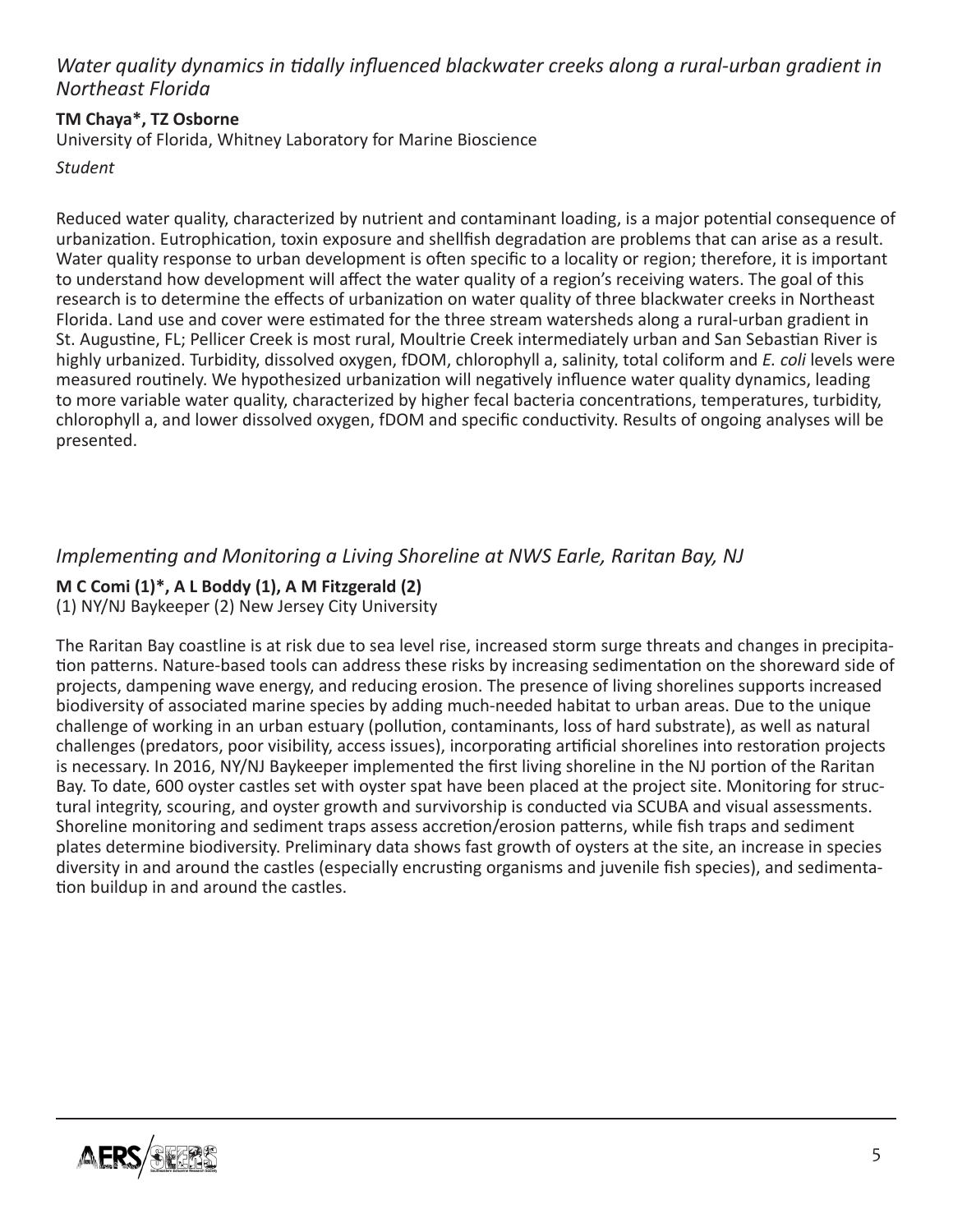## *Water quality dynamics in tidally influenced blackwater creeks along a rural-urban gradient in Northeast Florida*

**TM Chaya*, TZ Osborne**

University of Florida, Whitney Laboratory for Marine Bioscience

*Student*

Reduced water quality, characterized by nutrient and contaminant loading, is a major potential consequence of urbanization. Eutrophication, toxin exposure and shellfish degradation are problems that can arise as a result. Water quality response to urban development is often specific to a locality or region; therefore, it is important to understand how development will affect the water quality of a region's receiving waters. The goal of this research is to determine the effects of urbanization on water quality of three blackwater creeks in Northeast Florida. Land use and cover were estimated for the three stream watersheds along a rural-urban gradient in St. Augustine, FL; Pellicer Creek is most rural, Moultrie Creek intermediately urban and San Sebastian River is highly urbanized. Turbidity, dissolved oxygen, fDOM, chlorophyll a, salinity, total coliform and *E. coli* levels were measured routinely. We hypothesized urbanization will negatively influence water quality dynamics, leading to more variable water quality, characterized by higher fecal bacteria concentrations, temperatures, turbidity, chlorophyll a, and lower dissolved oxygen, fDOM and specific conductivity. Results of ongoing analyses will be presented.

## *Implementing and Monitoring a Living Shoreline at NWS Earle, Raritan Bay, NJ*

**M C Comi (1)*, A L Boddy (1), A M Fitzgerald (2)**

(1) NY/NJ Baykeeper (2) New Jersey City University

The Raritan Bay coastline is at risk due to sea level rise, increased storm surge threats and changes in precipitation patterns. Nature-based tools can address these risks by increasing sedimentation on the shoreward side of projects, dampening wave energy, and reducing erosion. The presence of living shorelines supports increased biodiversity of associated marine species by adding much-needed habitat to urban areas. Due to the unique challenge of working in an urban estuary (pollution, contaminants, loss of hard substrate), as well as natural challenges (predators, poor visibility, access issues), incorporating artificial shorelines into restoration projects is necessary. In 2016, NY/NJ Baykeeper implemented the first living shoreline in the NJ portion of the Raritan Bay. To date, 600 oyster castles set with oyster spat have been placed at the project site. Monitoring for structural integrity, scouring, and oyster growth and survivorship is conducted via SCUBA and visual assessments. Shoreline monitoring and sediment traps assess accretion/erosion patterns, while fish traps and sediment plates determine biodiversity. Preliminary data shows fast growth of oysters at the site, an increase in species diversity in and around the castles (especially encrusting organisms and juvenile fish species), and sedimentation buildup in and around the castles.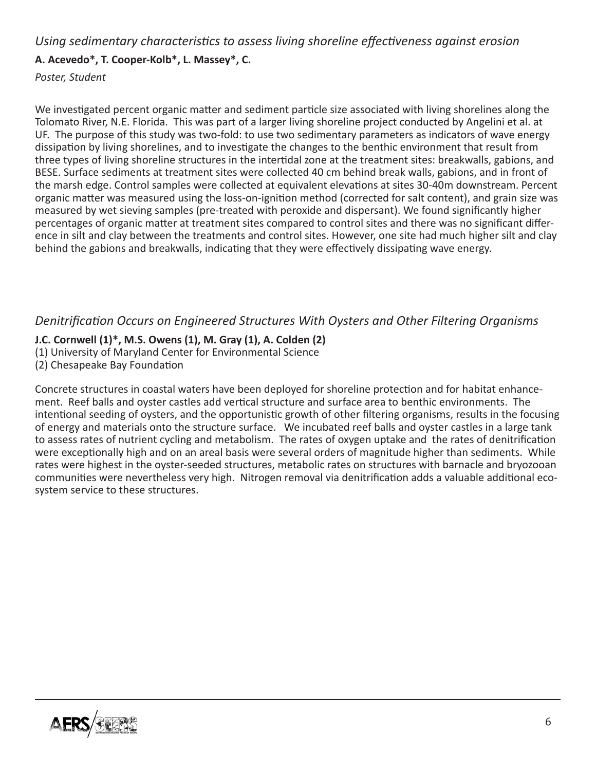### *Using sedimentary characteristics to assess living shoreline effectiveness against erosion*

**A. Acevedo*, T. Cooper-Kolb*, L. Massey*, C.**

*Poster, Student*

We investigated percent organic matter and sediment particle size associated with living shorelines along the Tolomato River, N.E. Florida. This was part of a larger living shoreline project conducted by Angelini et al. at UF. The purpose of this study was two-fold: to use two sedimentary parameters as indicators of wave energy dissipation by living shorelines, and to investigate the changes to the benthic environment that result from three types of living shoreline structures in the intertidal zone at the treatment sites: breakwalls, gabions, and BESE. Surface sediments at treatment sites were collected 40 cm behind break walls, gabions, and in front of the marsh edge. Control samples were collected at equivalent elevations at sites 30-40m downstream. Percent organic matter was measured using the loss-on-ignition method (corrected for salt content), and grain size was measured by wet sieving samples (pre-treated with peroxide and dispersant). We found significantly higher percentages of organic matter at treatment sites compared to control sites and there was no significant difference in silt and clay between the treatments and control sites. However, one site had much higher silt and clay behind the gabions and breakwalls, indicating that they were effectively dissipating wave energy.

### *Denitrification Occurs on Engineered Structures With Oysters and Other Filtering Organisms*

**J.C. Cornwell (1)*, M.S. Owens (1), M. Gray (1), A. Colden (2)**

(1) University of Maryland Center for Environmental Science
(2) Chesapeake Bay Foundation

Concrete structures in coastal waters have been deployed for shoreline protection and for habitat enhancement. Reef balls and oyster castles add vertical structure and surface area to benthic environments. The intentional seeding of oysters, and the opportunistic growth of other filtering organisms, results in the focusing of energy and materials onto the structure surface. We incubated reef balls and oyster castles in a large tank to assess rates of nutrient cycling and metabolism. The rates of oxygen uptake and the rates of denitrification were exceptionally high and on an areal basis were several orders of magnitude higher than sediments. While rates were highest in the oyster-seeded structures, metabolic rates on structures with barnacle and bryozooan communities were nevertheless very high. Nitrogen removal via denitrification adds a valuable additional ecosystem service to these structures.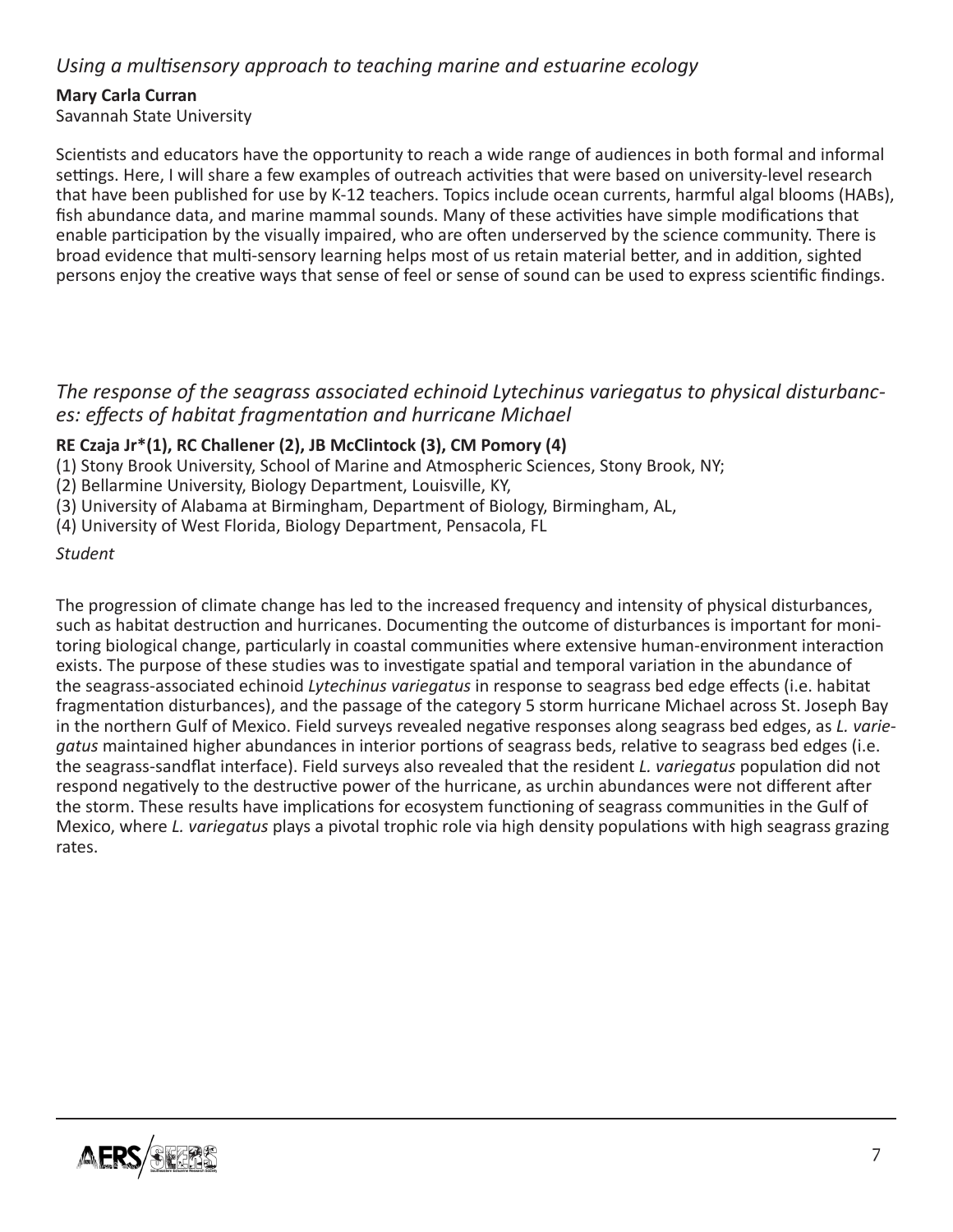### *Using a multisensory approach to teaching marine and estuarine ecology*

**Mary Carla Curran**
Savannah State University

Scientists and educators have the opportunity to reach a wide range of audiences in both formal and informal settings. Here, I will share a few examples of outreach activities that were based on university-level research that have been published for use by K-12 teachers. Topics include ocean currents, harmful algal blooms (HABs), fish abundance data, and marine mammal sounds. Many of these activities have simple modifications that enable participation by the visually impaired, who are often underserved by the science community. There is broad evidence that multi-sensory learning helps most of us retain material better, and in addition, sighted persons enjoy the creative ways that sense of feel or sense of sound can be used to express scientific findings.

### *The response of the seagrass associated echinoid Lytechinus variegatus to physical disturbances: effects of habitat fragmentation and hurricane Michael*

**RE Czaja Jr*(1), RC Challener (2), JB McClintock (3), CM Pomory (4)**
(1) Stony Brook University, School of Marine and Atmospheric Sciences, Stony Brook, NY;
(2) Bellarmine University, Biology Department, Louisville, KY,
(3) University of Alabama at Birmingham, Department of Biology, Birmingham, AL,
(4) University of West Florida, Biology Department, Pensacola, FL

*Student*

The progression of climate change has led to the increased frequency and intensity of physical disturbances, such as habitat destruction and hurricanes. Documenting the outcome of disturbances is important for monitoring biological change, particularly in coastal communities where extensive human-environment interaction exists. The purpose of these studies was to investigate spatial and temporal variation in the abundance of the seagrass-associated echinoid *Lytechinus variegatus* in response to seagrass bed edge effects (i.e. habitat fragmentation disturbances), and the passage of the category 5 storm hurricane Michael across St. Joseph Bay in the northern Gulf of Mexico. Field surveys revealed negative responses along seagrass bed edges, as *L. variegatus* maintained higher abundances in interior portions of seagrass beds, relative to seagrass bed edges (i.e. the seagrass-sandflat interface). Field surveys also revealed that the resident *L. variegatus* population did not respond negatively to the destructive power of the hurricane, as urchin abundances were not different after the storm. These results have implications for ecosystem functioning of seagrass communities in the Gulf of Mexico, where *L. variegatus* plays a pivotal trophic role via high density populations with high seagrass grazing rates.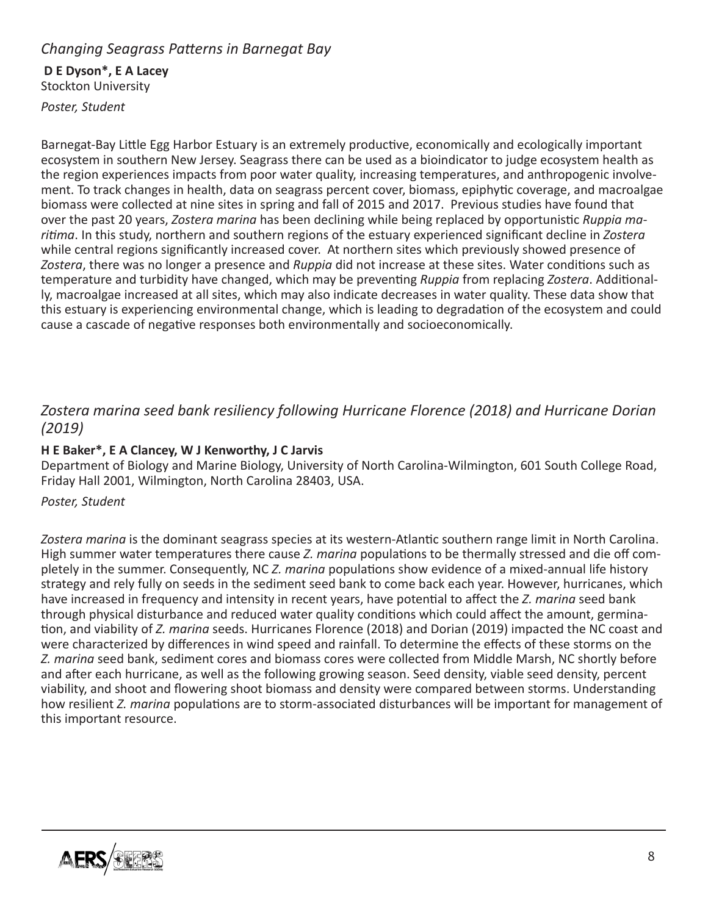### *Changing Seagrass Patterns in Barnegat Bay*

**D E Dyson*, E A Lacey**
Stockton University

*Poster, Student*

Barnegat-Bay Little Egg Harbor Estuary is an extremely productive, economically and ecologically important ecosystem in southern New Jersey. Seagrass there can be used as a bioindicator to judge ecosystem health as the region experiences impacts from poor water quality, increasing temperatures, and anthropogenic involvement. To track changes in health, data on seagrass percent cover, biomass, epiphytic coverage, and macroalgae biomass were collected at nine sites in spring and fall of 2015 and 2017. Previous studies have found that over the past 20 years, *Zostera marina* has been declining while being replaced by opportunistic *Ruppia maritima*. In this study, northern and southern regions of the estuary experienced significant decline in *Zostera* while central regions significantly increased cover. At northern sites which previously showed presence of *Zostera*, there was no longer a presence and *Ruppia* did not increase at these sites. Water conditions such as temperature and turbidity have changed, which may be preventing *Ruppia* from replacing *Zostera*. Additionally, macroalgae increased at all sites, which may also indicate decreases in water quality. These data show that this estuary is experiencing environmental change, which is leading to degradation of the ecosystem and could cause a cascade of negative responses both environmentally and socioeconomically.

### *Zostera marina seed bank resiliency following Hurricane Florence (2018) and Hurricane Dorian (2019)*

**H E Baker*, E A Clancey, W J Kenworthy, J C Jarvis**
Department of Biology and Marine Biology, University of North Carolina-Wilmington, 601 South College Road, Friday Hall 2001, Wilmington, North Carolina 28403, USA.

*Poster, Student*

*Zostera marina* is the dominant seagrass species at its western-Atlantic southern range limit in North Carolina. High summer water temperatures there cause *Z. marina* populations to be thermally stressed and die off completely in the summer. Consequently, NC *Z. marina* populations show evidence of a mixed-annual life history strategy and rely fully on seeds in the sediment seed bank to come back each year. However, hurricanes, which have increased in frequency and intensity in recent years, have potential to affect the *Z. marina* seed bank through physical disturbance and reduced water quality conditions which could affect the amount, germination, and viability of *Z. marina* seeds. Hurricanes Florence (2018) and Dorian (2019) impacted the NC coast and were characterized by differences in wind speed and rainfall. To determine the effects of these storms on the *Z. marina* seed bank, sediment cores and biomass cores were collected from Middle Marsh, NC shortly before and after each hurricane, as well as the following growing season. Seed density, viable seed density, percent viability, and shoot and flowering shoot biomass and density were compared between storms. Understanding how resilient *Z. marina* populations are to storm-associated disturbances will be important for management of this important resource.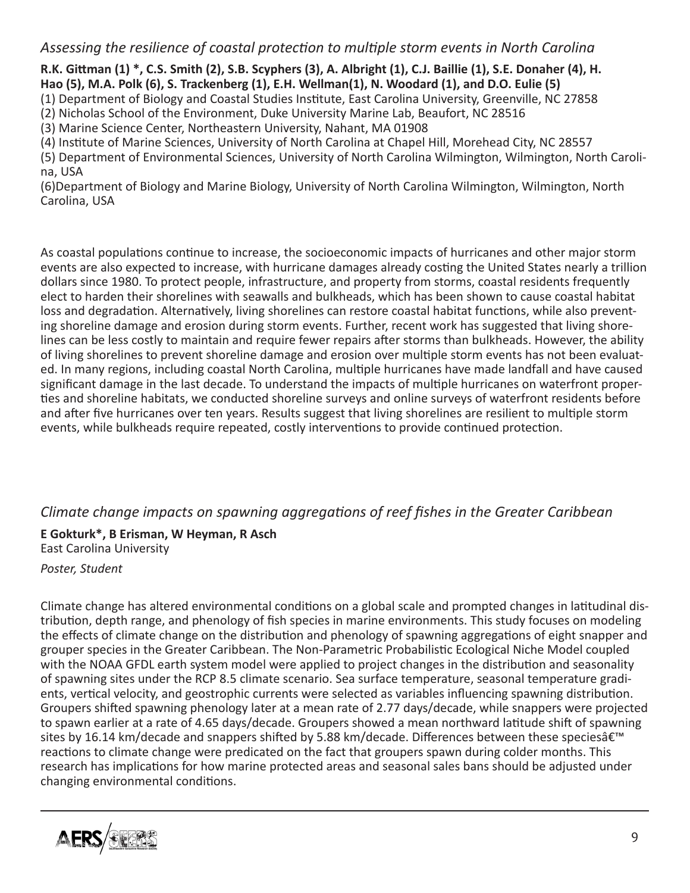## *Assessing the resilience of coastal protection to multiple storm events in North Carolina*

**R.K. Gittman (1) *, C.S. Smith (2), S.B. Scyphers (3), A. Albright (1), C.J. Baillie (1), S.E. Donaher (4), H. Hao (5), M.A. Polk (6), S. Trackenberg (1), E.H. Wellman(1), N. Woodard (1), and D.O. Eulie (5)**

(1) Department of Biology and Coastal Studies Institute, East Carolina University, Greenville, NC 27858
(2) Nicholas School of the Environment, Duke University Marine Lab, Beaufort, NC 28516
(3) Marine Science Center, Northeastern University, Nahant, MA 01908
(4) Institute of Marine Sciences, University of North Carolina at Chapel Hill, Morehead City, NC 28557
(5) Department of Environmental Sciences, University of North Carolina Wilmington, Wilmington, North Carolina, USA
(6)Department of Biology and Marine Biology, University of North Carolina Wilmington, Wilmington, North Carolina, USA

As coastal populations continue to increase, the socioeconomic impacts of hurricanes and other major storm events are also expected to increase, with hurricane damages already costing the United States nearly a trillion dollars since 1980. To protect people, infrastructure, and property from storms, coastal residents frequently elect to harden their shorelines with seawalls and bulkheads, which has been shown to cause coastal habitat loss and degradation. Alternatively, living shorelines can restore coastal habitat functions, while also preventing shoreline damage and erosion during storm events. Further, recent work has suggested that living shorelines can be less costly to maintain and require fewer repairs after storms than bulkheads. However, the ability of living shorelines to prevent shoreline damage and erosion over multiple storm events has not been evaluated. In many regions, including coastal North Carolina, multiple hurricanes have made landfall and have caused significant damage in the last decade. To understand the impacts of multiple hurricanes on waterfront properties and shoreline habitats, we conducted shoreline surveys and online surveys of waterfront residents before and after five hurricanes over ten years. Results suggest that living shorelines are resilient to multiple storm events, while bulkheads require repeated, costly interventions to provide continued protection.

## *Climate change impacts on spawning aggregations of reef fishes in the Greater Caribbean*

**E Gokturk*, B Erisman, W Heyman, R Asch**
East Carolina University

*Poster, Student*

Climate change has altered environmental conditions on a global scale and prompted changes in latitudinal distribution, depth range, and phenology of fish species in marine environments. This study focuses on modeling the effects of climate change on the distribution and phenology of spawning aggregations of eight snapper and grouper species in the Greater Caribbean. The Non-Parametric Probabilistic Ecological Niche Model coupled with the NOAA GFDL earth system model were applied to project changes in the distribution and seasonality of spawning sites under the RCP 8.5 climate scenario. Sea surface temperature, seasonal temperature gradients, vertical velocity, and geostrophic currents were selected as variables influencing spawning distribution. Groupers shifted spawning phenology later at a mean rate of 2.77 days/decade, while snappers were projected to spawn earlier at a rate of 4.65 days/decade. Groupers showed a mean northward latitude shift of spawning sites by 16.14 km/decade and snappers shifted by 5.88 km/decade. Differences between these speciesâ€™ reactions to climate change were predicated on the fact that groupers spawn during colder months. This research has implications for how marine protected areas and seasonal sales bans should be adjusted under changing environmental conditions.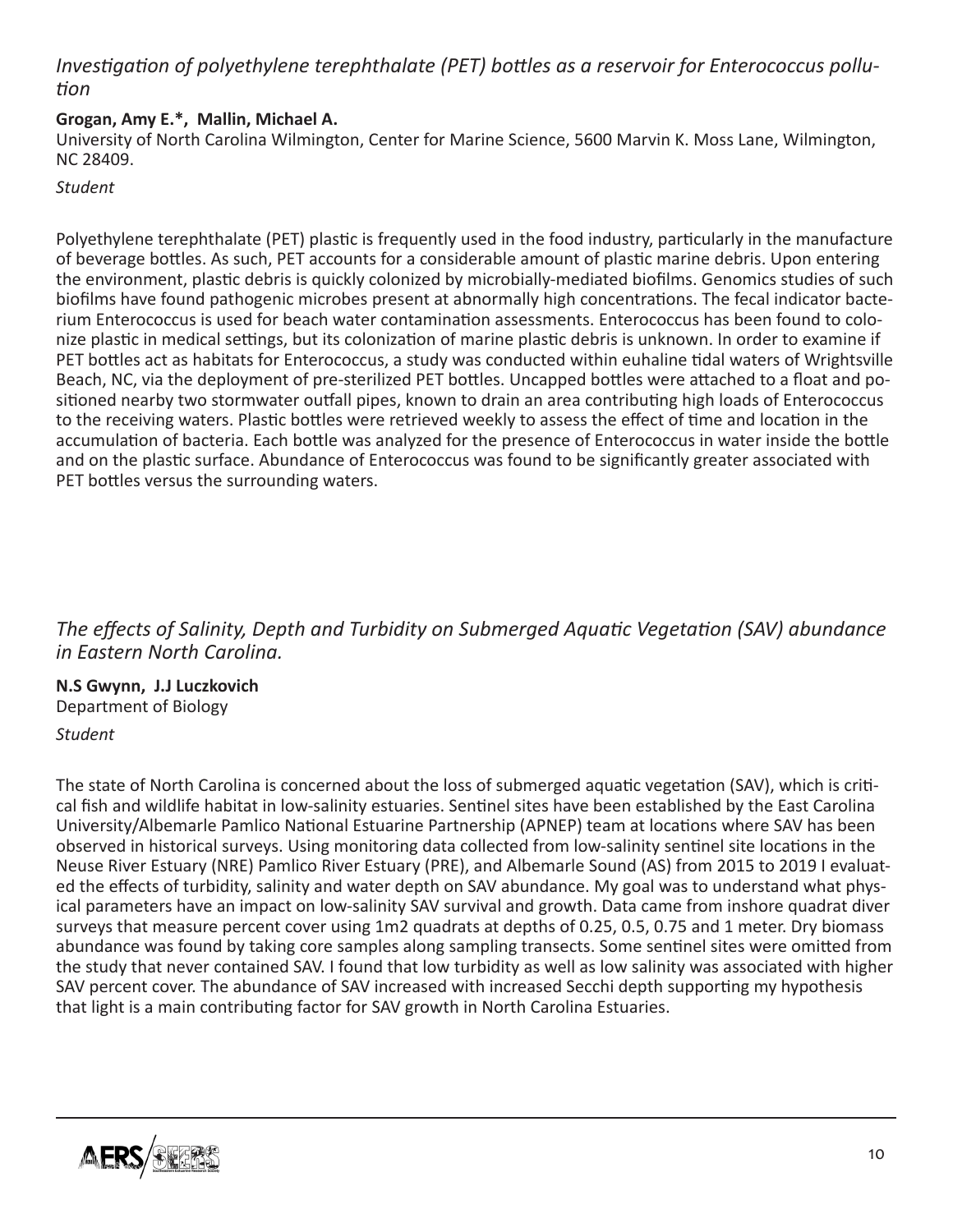*Investigation of polyethylene terephthalate (PET) bottles as a reservoir for Enterococcus pollution*

**Grogan, Amy E.\*, Mallin, Michael A.**
University of North Carolina Wilmington, Center for Marine Science, 5600 Marvin K. Moss Lane, Wilmington, NC 28409.

*Student*

Polyethylene terephthalate (PET) plastic is frequently used in the food industry, particularly in the manufacture of beverage bottles. As such, PET accounts for a considerable amount of plastic marine debris. Upon entering the environment, plastic debris is quickly colonized by microbially-mediated biofilms. Genomics studies of such biofilms have found pathogenic microbes present at abnormally high concentrations. The fecal indicator bacterium Enterococcus is used for beach water contamination assessments. Enterococcus has been found to colonize plastic in medical settings, but its colonization of marine plastic debris is unknown. In order to examine if PET bottles act as habitats for Enterococcus, a study was conducted within euhaline tidal waters of Wrightsville Beach, NC, via the deployment of pre-sterilized PET bottles. Uncapped bottles were attached to a float and positioned nearby two stormwater outfall pipes, known to drain an area contributing high loads of Enterococcus to the receiving waters. Plastic bottles were retrieved weekly to assess the effect of time and location in the accumulation of bacteria. Each bottle was analyzed for the presence of Enterococcus in water inside the bottle and on the plastic surface. Abundance of Enterococcus was found to be significantly greater associated with PET bottles versus the surrounding waters.

*The effects of Salinity, Depth and Turbidity on Submerged Aquatic Vegetation (SAV) abundance in Eastern North Carolina.*

**N.S Gwynn, J.J Luczkovich**
Department of Biology

*Student*

The state of North Carolina is concerned about the loss of submerged aquatic vegetation (SAV), which is critical fish and wildlife habitat in low-salinity estuaries. Sentinel sites have been established by the East Carolina University/Albemarle Pamlico National Estuarine Partnership (APNEP) team at locations where SAV has been observed in historical surveys. Using monitoring data collected from low-salinity sentinel site locations in the Neuse River Estuary (NRE) Pamlico River Estuary (PRE), and Albemarle Sound (AS) from 2015 to 2019 I evaluated the effects of turbidity, salinity and water depth on SAV abundance. My goal was to understand what physical parameters have an impact on low-salinity SAV survival and growth. Data came from inshore quadrat diver surveys that measure percent cover using 1m2 quadrats at depths of 0.25, 0.5, 0.75 and 1 meter. Dry biomass abundance was found by taking core samples along sampling transects. Some sentinel sites were omitted from the study that never contained SAV. I found that low turbidity as well as low salinity was associated with higher SAV percent cover. The abundance of SAV increased with increased Secchi depth supporting my hypothesis that light is a main contributing factor for SAV growth in North Carolina Estuaries.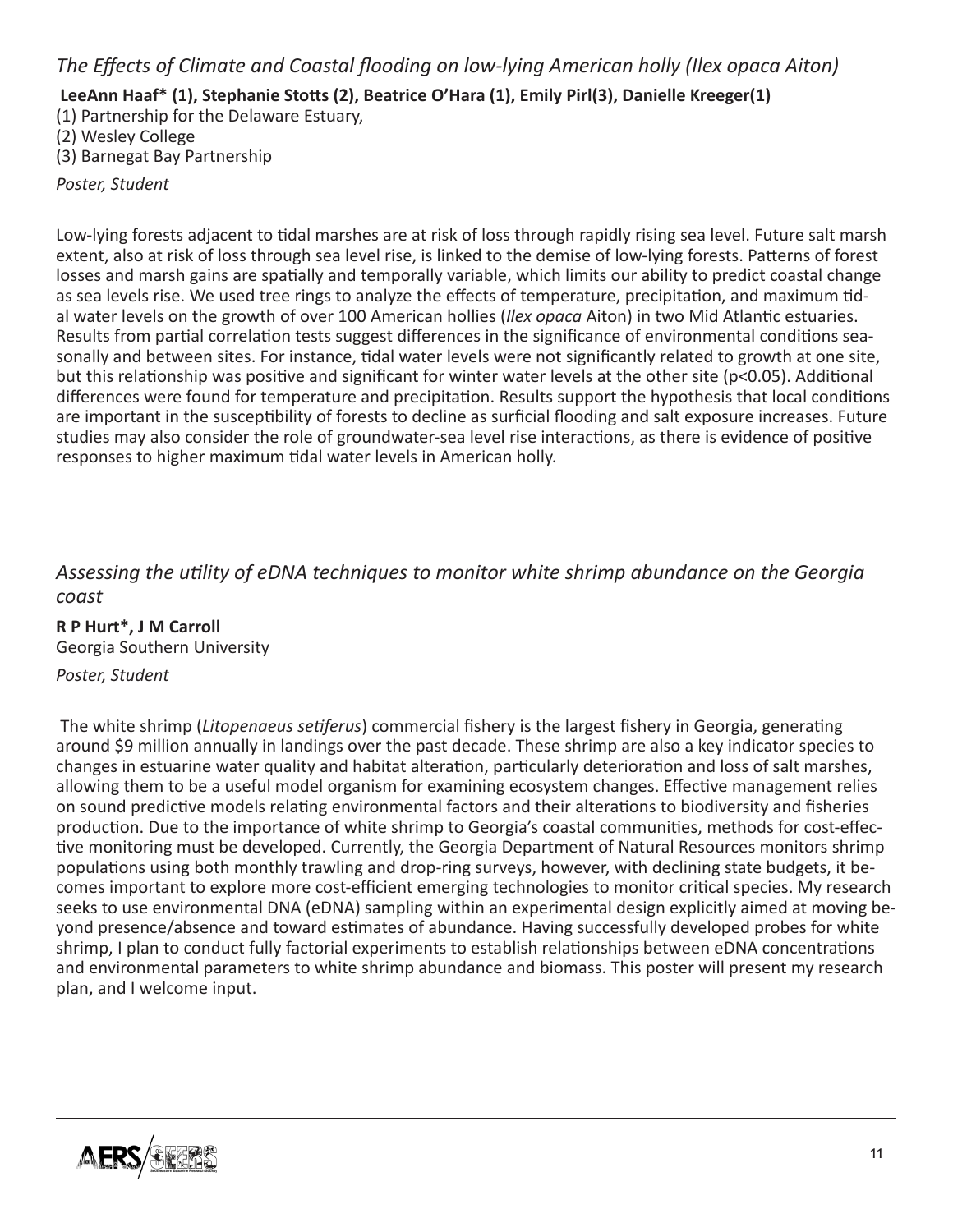## *The Effects of Climate and Coastal flooding on low-lying American holly (Ilex opaca Aiton)*

**LeeAnn Haaf* (1), Stephanie Stotts (2), Beatrice O'Hara (1), Emily Pirl(3), Danielle Kreeger(1)**

(1) Partnership for the Delaware Estuary,
(2) Wesley College
(3) Barnegat Bay Partnership

*Poster, Student*

Low-lying forests adjacent to tidal marshes are at risk of loss through rapidly rising sea level. Future salt marsh extent, also at risk of loss through sea level rise, is linked to the demise of low-lying forests. Patterns of forest losses and marsh gains are spatially and temporally variable, which limits our ability to predict coastal change as sea levels rise. We used tree rings to analyze the effects of temperature, precipitation, and maximum tidal water levels on the growth of over 100 American hollies (*Ilex opaca* Aiton) in two Mid Atlantic estuaries. Results from partial correlation tests suggest differences in the significance of environmental conditions seasonally and between sites. For instance, tidal water levels were not significantly related to growth at one site, but this relationship was positive and significant for winter water levels at the other site ($p<0.05$). Additional differences were found for temperature and precipitation. Results support the hypothesis that local conditions are important in the susceptibility of forests to decline as surficial flooding and salt exposure increases. Future studies may also consider the role of groundwater-sea level rise interactions, as there is evidence of positive responses to higher maximum tidal water levels in American holly.

## *Assessing the utility of eDNA techniques to monitor white shrimp abundance on the Georgia coast*

**R P Hurt*, J M Carroll**

Georgia Southern University

*Poster, Student*

The white shrimp (*Litopenaeus setiferus*) commercial fishery is the largest fishery in Georgia, generating around $9 million annually in landings over the past decade. These shrimp are also a key indicator species to changes in estuarine water quality and habitat alteration, particularly deterioration and loss of salt marshes, allowing them to be a useful model organism for examining ecosystem changes. Effective management relies on sound predictive models relating environmental factors and their alterations to biodiversity and fisheries production. Due to the importance of white shrimp to Georgia's coastal communities, methods for cost-effective monitoring must be developed. Currently, the Georgia Department of Natural Resources monitors shrimp populations using both monthly trawling and drop-ring surveys, however, with declining state budgets, it becomes important to explore more cost-efficient emerging technologies to monitor critical species. My research seeks to use environmental DNA (eDNA) sampling within an experimental design explicitly aimed at moving beyond presence/absence and toward estimates of abundance. Having successfully developed probes for white shrimp, I plan to conduct fully factorial experiments to establish relationships between eDNA concentrations and environmental parameters to white shrimp abundance and biomass. This poster will present my research plan, and I welcome input.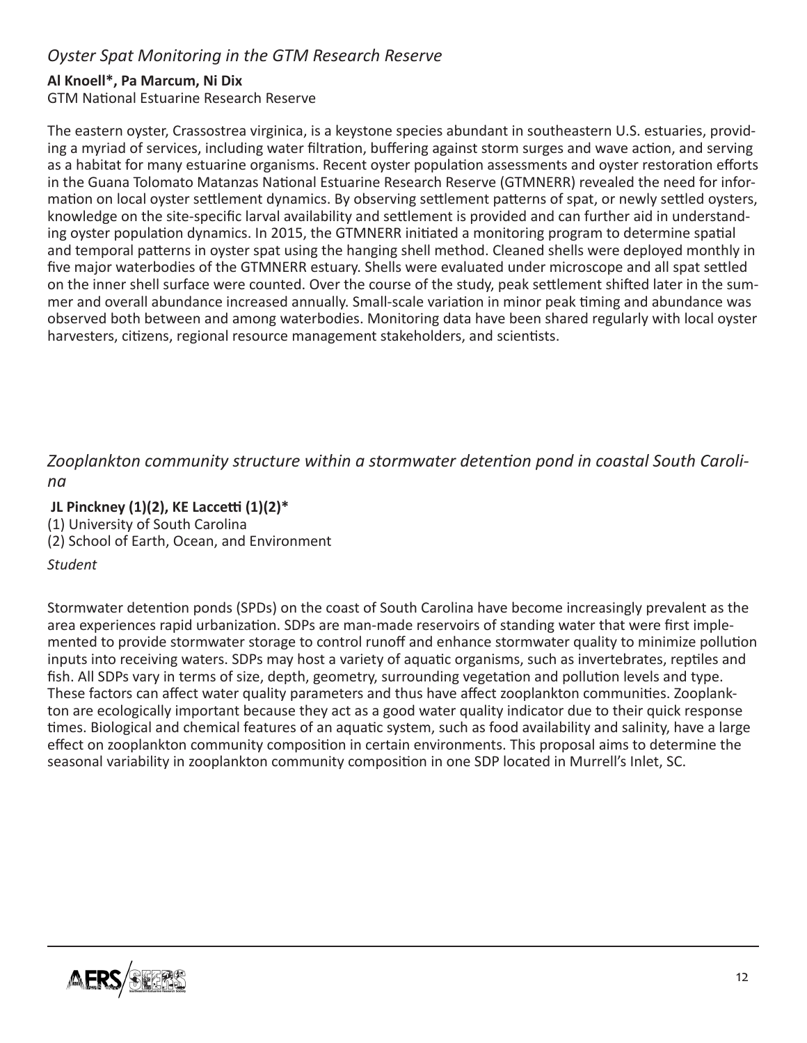### *Oyster Spat Monitoring in the GTM Research Reserve*

**Al Knoell*, Pa Marcum, Ni Dix**
GTM National Estuarine Research Reserve

The eastern oyster, Crassostrea virginica, is a keystone species abundant in southeastern U.S. estuaries, providing a myriad of services, including water filtration, buffering against storm surges and wave action, and serving as a habitat for many estuarine organisms. Recent oyster population assessments and oyster restoration efforts in the Guana Tolomato Matanzas National Estuarine Research Reserve (GTMNERR) revealed the need for information on local oyster settlement dynamics. By observing settlement patterns of spat, or newly settled oysters, knowledge on the site-specific larval availability and settlement is provided and can further aid in understanding oyster population dynamics. In 2015, the GTMNERR initiated a monitoring program to determine spatial and temporal patterns in oyster spat using the hanging shell method. Cleaned shells were deployed monthly in five major waterbodies of the GTMNERR estuary. Shells were evaluated under microscope and all spat settled on the inner shell surface were counted. Over the course of the study, peak settlement shifted later in the summer and overall abundance increased annually. Small-scale variation in minor peak timing and abundance was observed both between and among waterbodies. Monitoring data have been shared regularly with local oyster harvesters, citizens, regional resource management stakeholders, and scientists.

### *Zooplankton community structure within a stormwater detention pond in coastal South Carolina*

**JL Pinckney (1)(2), KE Laccetti (1)(2)***
(1) University of South Carolina
(2) School of Earth, Ocean, and Environment

*Student*

Stormwater detention ponds (SPDs) on the coast of South Carolina have become increasingly prevalent as the area experiences rapid urbanization. SDPs are man-made reservoirs of standing water that were first implemented to provide stormwater storage to control runoff and enhance stormwater quality to minimize pollution inputs into receiving waters. SDPs may host a variety of aquatic organisms, such as invertebrates, reptiles and fish. All SDPs vary in terms of size, depth, geometry, surrounding vegetation and pollution levels and type. These factors can affect water quality parameters and thus have affect zooplankton communities. Zooplankton are ecologically important because they act as a good water quality indicator due to their quick response times. Biological and chemical features of an aquatic system, such as food availability and salinity, have a large effect on zooplankton community composition in certain environments. This proposal aims to determine the seasonal variability in zooplankton community composition in one SDP located in Murrell's Inlet, SC.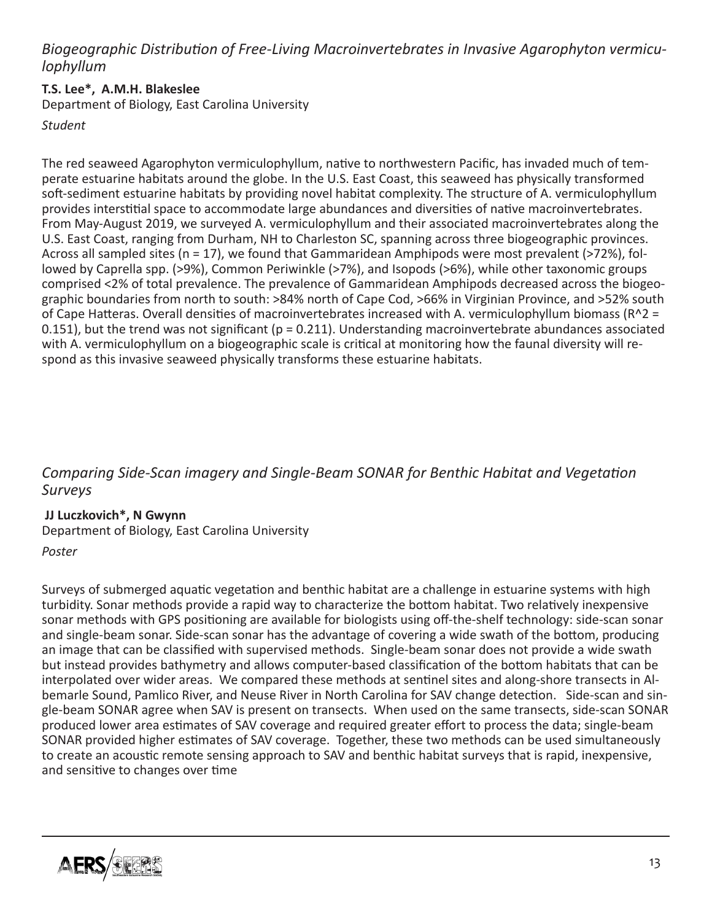## *Biogeographic Distribution of Free-Living Macroinvertebrates in Invasive Agarophyton vermiculophyllum*

**T.S. Lee*, A.M.H. Blakeslee**
Department of Biology, East Carolina University
*Student*

The red seaweed Agarophyton vermiculophyllum, native to northwestern Pacific, has invaded much of temperate estuarine habitats around the globe. In the U.S. East Coast, this seaweed has physically transformed soft-sediment estuarine habitats by providing novel habitat complexity. The structure of A. vermiculophyllum provides interstitial space to accommodate large abundances and diversities of native macroinvertebrates. From May-August 2019, we surveyed A. vermiculophyllum and their associated macroinvertebrates along the U.S. East Coast, ranging from Durham, NH to Charleston SC, spanning across three biogeographic provinces. Across all sampled sites ($n = 17$), we found that Gammaridean Amphipods were most prevalent (>72%), followed by Caprella spp. (>9%), Common Periwinkle (>7%), and Isopods (>6%), while other taxonomic groups comprised <2% of total prevalence. The prevalence of Gammaridean Amphipods decreased across the biogeographic boundaries from north to south: >84% north of Cape Cod, >66% in Virginian Province, and >52% south of Cape Hatteras. Overall densities of macroinvertebrates increased with A. vermiculophyllum biomass ($R^2 = 0.151$), but the trend was not significant ($p = 0.211$). Understanding macroinvertebrate abundances associated with A. vermiculophyllum on a biogeographic scale is critical at monitoring how the faunal diversity will respond as this invasive seaweed physically transforms these estuarine habitats.

## *Comparing Side-Scan imagery and Single-Beam SONAR for Benthic Habitat and Vegetation Surveys*

**JJ Luczkovich*, N Gwynn**
Department of Biology, East Carolina University
*Poster*

Surveys of submerged aquatic vegetation and benthic habitat are a challenge in estuarine systems with high turbidity. Sonar methods provide a rapid way to characterize the bottom habitat. Two relatively inexpensive sonar methods with GPS positioning are available for biologists using off-the-shelf technology: side-scan sonar and single-beam sonar. Side-scan sonar has the advantage of covering a wide swath of the bottom, producing an image that can be classified with supervised methods. Single-beam sonar does not provide a wide swath but instead provides bathymetry and allows computer-based classification of the bottom habitats that can be interpolated over wider areas. We compared these methods at sentinel sites and along-shore transects in Albemarle Sound, Pamlico River, and Neuse River in North Carolina for SAV change detection. Side-scan and single-beam SONAR agree when SAV is present on transects. When used on the same transects, side-scan SONAR produced lower area estimates of SAV coverage and required greater effort to process the data; single-beam SONAR provided higher estimates of SAV coverage. Together, these two methods can be used simultaneously to create an acoustic remote sensing approach to SAV and benthic habitat surveys that is rapid, inexpensive, and sensitive to changes over time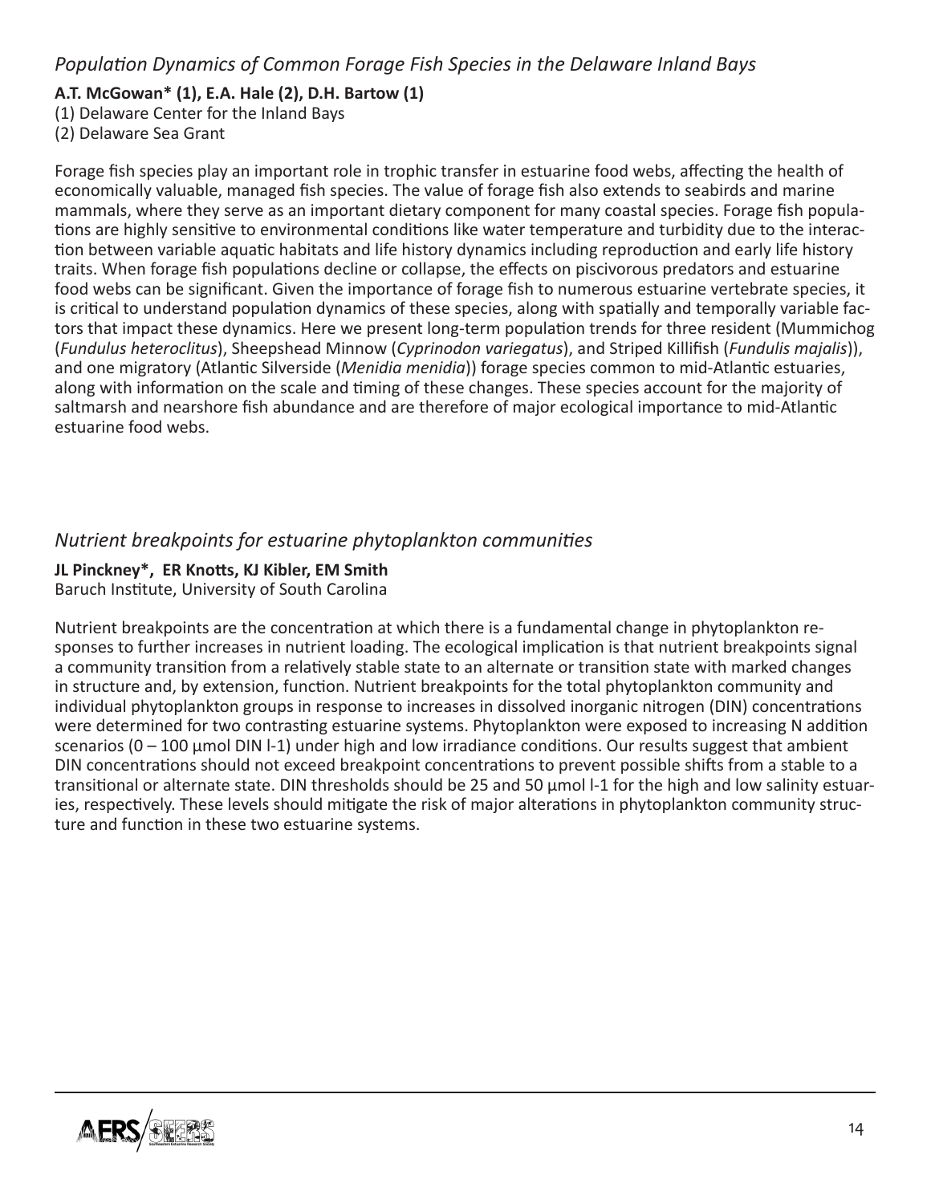## *Population Dynamics of Common Forage Fish Species in the Delaware Inland Bays*

**A.T. McGowan* (1), E.A. Hale (2), D.H. Bartow (1)**
(1) Delaware Center for the Inland Bays
(2) Delaware Sea Grant

Forage fish species play an important role in trophic transfer in estuarine food webs, affecting the health of economically valuable, managed fish species. The value of forage fish also extends to seabirds and marine mammals, where they serve as an important dietary component for many coastal species. Forage fish populations are highly sensitive to environmental conditions like water temperature and turbidity due to the interaction between variable aquatic habitats and life history dynamics including reproduction and early life history traits. When forage fish populations decline or collapse, the effects on piscivorous predators and estuarine food webs can be significant. Given the importance of forage fish to numerous estuarine vertebrate species, it is critical to understand population dynamics of these species, along with spatially and temporally variable factors that impact these dynamics. Here we present long-term population trends for three resident (Mummichog (*Fundulus heteroclitus*), Sheepshead Minnow (*Cyprinodon variegatus*), and Striped Killifish (*Fundulis majalis*)), and one migratory (Atlantic Silverside (*Menidia menidia*)) forage species common to mid-Atlantic estuaries, along with information on the scale and timing of these changes. These species account for the majority of saltmarsh and nearshore fish abundance and are therefore of major ecological importance to mid-Atlantic estuarine food webs.

## *Nutrient breakpoints for estuarine phytoplankton communities*

**JL Pinckney*, ER Knotts, KJ Kibler, EM Smith**
Baruch Institute, University of South Carolina

Nutrient breakpoints are the concentration at which there is a fundamental change in phytoplankton responses to further increases in nutrient loading. The ecological implication is that nutrient breakpoints signal a community transition from a relatively stable state to an alternate or transition state with marked changes in structure and, by extension, function. Nutrient breakpoints for the total phytoplankton community and individual phytoplankton groups in response to increases in dissolved inorganic nitrogen (DIN) concentrations were determined for two contrasting estuarine systems. Phytoplankton were exposed to increasing N addition scenarios (0 – 100 µmol DIN $l^{-1}$) under high and low irradiance conditions. Our results suggest that ambient DIN concentrations should not exceed breakpoint concentrations to prevent possible shifts from a stable to a transitional or alternate state. DIN thresholds should be 25 and 50 µmol $l^{-1}$ for the high and low salinity estuaries, respectively. These levels should mitigate the risk of major alterations in phytoplankton community structure and function in these two estuarine systems.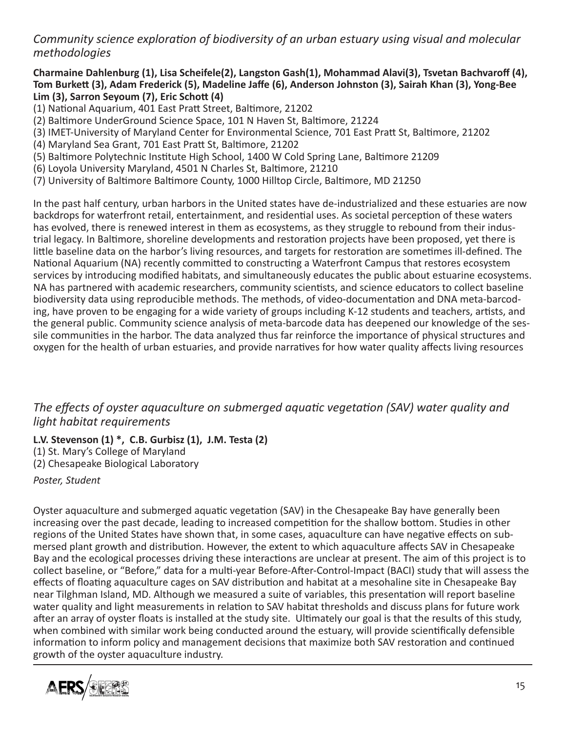### *Community science exploration of biodiversity of an urban estuary using visual and molecular methodologies*

**Charmaine Dahlenburg (1), Lisa Scheifele(2), Langston Gash(1), Mohammad Alavi(3), Tsvetan Bachvaroff (4), Tom Burkett (3), Adam Frederick (5), Madeline Jaffe (6), Anderson Johnston (3), Sairah Khan (3), Yong-Bee Lim (3), Sarron Seyoum (7), Eric Schott (4)**

(1) National Aquarium, 401 East Pratt Street, Baltimore, 21202
(2) Baltimore UnderGround Science Space, 101 N Haven St, Baltimore, 21224
(3) IMET-University of Maryland Center for Environmental Science, 701 East Pratt St, Baltimore, 21202
(4) Maryland Sea Grant, 701 East Pratt St, Baltimore, 21202
(5) Baltimore Polytechnic Institute High School, 1400 W Cold Spring Lane, Baltimore 21209
(6) Loyola University Maryland, 4501 N Charles St, Baltimore, 21210
(7) University of Baltimore Baltimore County, 1000 Hilltop Circle, Baltimore, MD 21250

In the past half century, urban harbors in the United states have de-industrialized and these estuaries are now backdrops for waterfront retail, entertainment, and residential uses. As societal perception of these waters has evolved, there is renewed interest in them as ecosystems, as they struggle to rebound from their industrial legacy. In Baltimore, shoreline developments and restoration projects have been proposed, yet there is little baseline data on the harbor's living resources, and targets for restoration are sometimes ill-defined. The National Aquarium (NA) recently committed to constructing a Waterfront Campus that restores ecosystem services by introducing modified habitats, and simultaneously educates the public about estuarine ecosystems. NA has partnered with academic researchers, community scientists, and science educators to collect baseline biodiversity data using reproducible methods. The methods, of video-documentation and DNA meta-barcoding, have proven to be engaging for a wide variety of groups including K-12 students and teachers, artists, and the general public. Community science analysis of meta-barcode data has deepened our knowledge of the sessile communities in the harbor. The data analyzed thus far reinforce the importance of physical structures and oxygen for the health of urban estuaries, and provide narratives for how water quality affects living resources

### *The effects of oyster aquaculture on submerged aquatic vegetation (SAV) water quality and light habitat requirements*

**L.V. Stevenson (1) *, C.B. Gurbisz (1), J.M. Testa (2)**

(1) St. Mary's College of Maryland
(2) Chesapeake Biological Laboratory

*Poster, Student*

Oyster aquaculture and submerged aquatic vegetation (SAV) in the Chesapeake Bay have generally been increasing over the past decade, leading to increased competition for the shallow bottom. Studies in other regions of the United States have shown that, in some cases, aquaculture can have negative effects on submersed plant growth and distribution. However, the extent to which aquaculture affects SAV in Chesapeake Bay and the ecological processes driving these interactions are unclear at present. The aim of this project is to collect baseline, or "Before," data for a multi-year Before-After-Control-Impact (BACI) study that will assess the effects of floating aquaculture cages on SAV distribution and habitat at a mesohaline site in Chesapeake Bay near Tilghman Island, MD. Although we measured a suite of variables, this presentation will report baseline water quality and light measurements in relation to SAV habitat thresholds and discuss plans for future work after an array of oyster floats is installed at the study site. Ultimately our goal is that the results of this study, when combined with similar work being conducted around the estuary, will provide scientifically defensible information to inform policy and management decisions that maximize both SAV restoration and continued growth of the oyster aquaculture industry.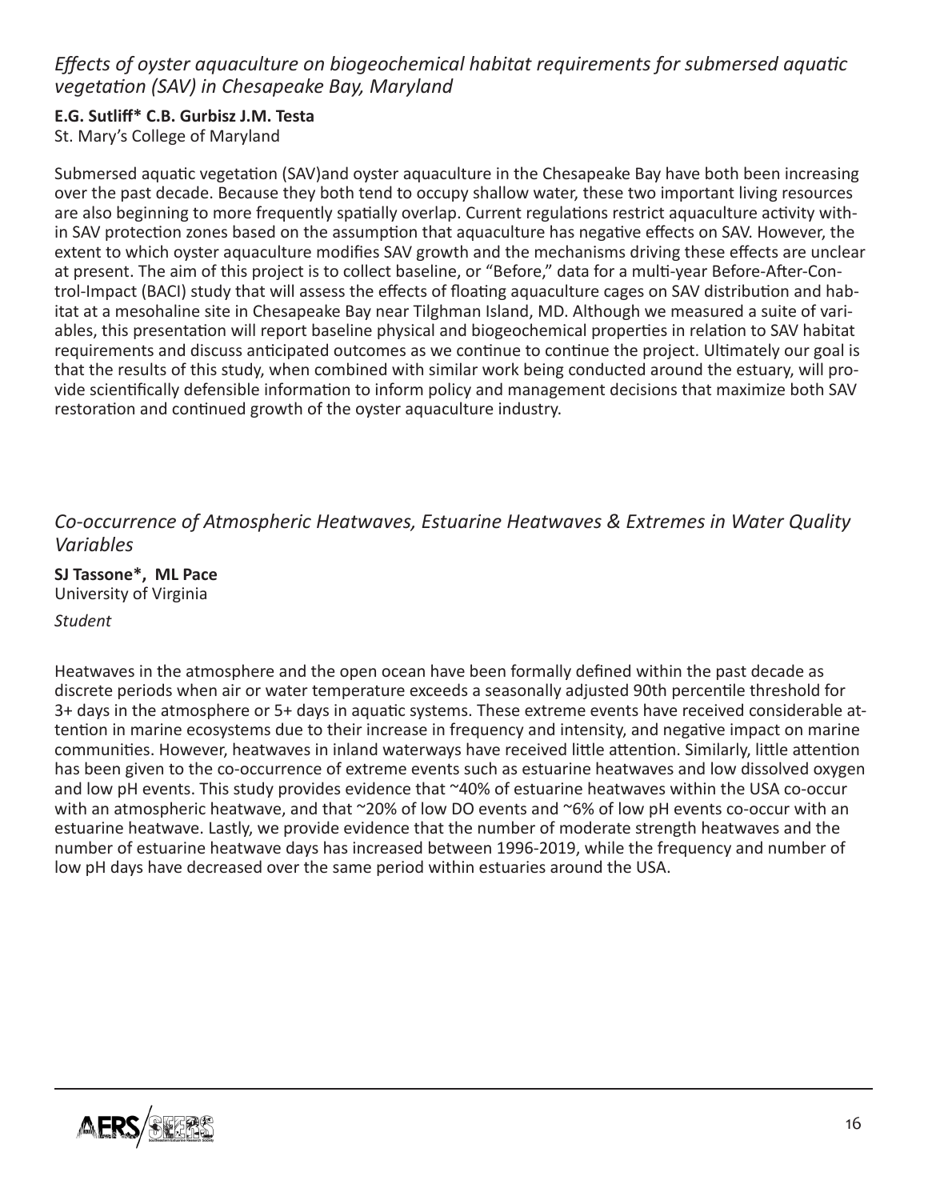*Effects of oyster aquaculture on biogeochemical habitat requirements for submersed aquatic vegetation (SAV) in Chesapeake Bay, Maryland*

**E.G. Sutliff* C.B. Gurbisz J.M. Testa**
St. Mary's College of Maryland

Submersed aquatic vegetation (SAV)and oyster aquaculture in the Chesapeake Bay have both been increasing over the past decade. Because they both tend to occupy shallow water, these two important living resources are also beginning to more frequently spatially overlap. Current regulations restrict aquaculture activity within SAV protection zones based on the assumption that aquaculture has negative effects on SAV. However, the extent to which oyster aquaculture modifies SAV growth and the mechanisms driving these effects are unclear at present. The aim of this project is to collect baseline, or "Before," data for a multi-year Before-After-Control-Impact (BACI) study that will assess the effects of floating aquaculture cages on SAV distribution and habitat at a mesohaline site in Chesapeake Bay near Tilghman Island, MD. Although we measured a suite of variables, this presentation will report baseline physical and biogeochemical properties in relation to SAV habitat requirements and discuss anticipated outcomes as we continue to continue the project. Ultimately our goal is that the results of this study, when combined with similar work being conducted around the estuary, will provide scientifically defensible information to inform policy and management decisions that maximize both SAV restoration and continued growth of the oyster aquaculture industry.

*Co-occurrence of Atmospheric Heatwaves, Estuarine Heatwaves & Extremes in Water Quality Variables*

**SJ Tassone*, ML Pace**
University of Virginia

*Student*

Heatwaves in the atmosphere and the open ocean have been formally defined within the past decade as discrete periods when air or water temperature exceeds a seasonally adjusted 90th percentile threshold for 3+ days in the atmosphere or 5+ days in aquatic systems. These extreme events have received considerable attention in marine ecosystems due to their increase in frequency and intensity, and negative impact on marine communities. However, heatwaves in inland waterways have received little attention. Similarly, little attention has been given to the co-occurrence of extreme events such as estuarine heatwaves and low dissolved oxygen and low pH events. This study provides evidence that ~40% of estuarine heatwaves within the USA co-occur with an atmospheric heatwave, and that ~20% of low DO events and ~6% of low pH events co-occur with an estuarine heatwave. Lastly, we provide evidence that the number of moderate strength heatwaves and the number of estuarine heatwave days has increased between 1996-2019, while the frequency and number of low pH days have decreased over the same period within estuaries around the USA.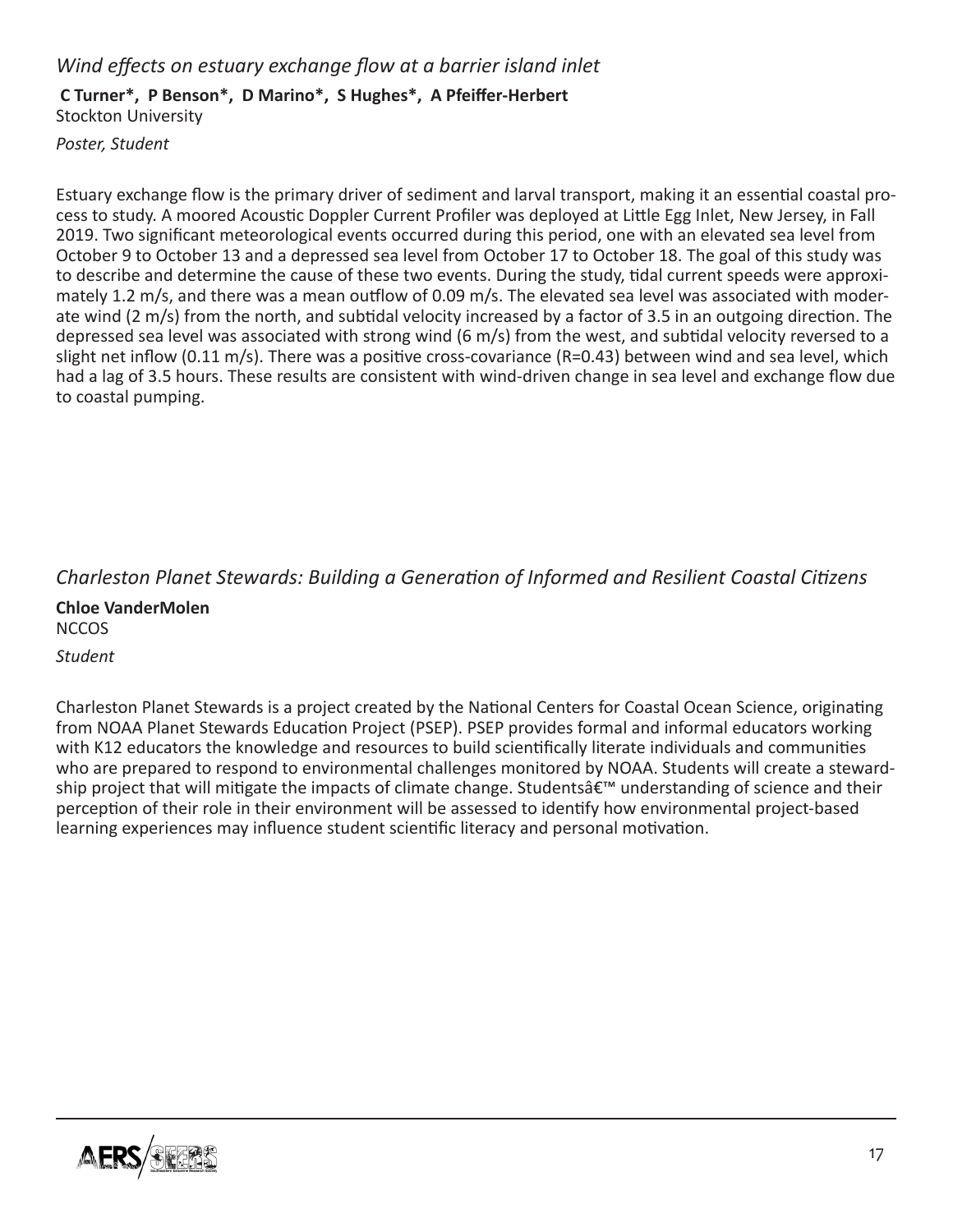## *Wind effects on estuary exchange flow at a barrier island inlet*

**C Turner*, P Benson*, D Marino*, S Hughes*, A Pfeiffer-Herbert**
Stockton University

*Poster, Student*

Estuary exchange flow is the primary driver of sediment and larval transport, making it an essential coastal process to study. A moored Acoustic Doppler Current Profiler was deployed at Little Egg Inlet, New Jersey, in Fall 2019. Two significant meteorological events occurred during this period, one with an elevated sea level from October 9 to October 13 and a depressed sea level from October 17 to October 18. The goal of this study was to describe and determine the cause of these two events. During the study, tidal current speeds were approximately 1.2 m/s, and there was a mean outflow of 0.09 m/s. The elevated sea level was associated with moderate wind (2 m/s) from the north, and subtidal velocity increased by a factor of 3.5 in an outgoing direction. The depressed sea level was associated with strong wind (6 m/s) from the west, and subtidal velocity reversed to a slight net inflow (0.11 m/s). There was a positive cross-covariance (R=0.43) between wind and sea level, which had a lag of 3.5 hours. These results are consistent with wind-driven change in sea level and exchange flow due to coastal pumping.

## *Charleston Planet Stewards: Building a Generation of Informed and Resilient Coastal Citizens*

**Chloe VanderMolen**
NCCOS

*Student*

Charleston Planet Stewards is a project created by the National Centers for Coastal Ocean Science, originating from NOAA Planet Stewards Education Project (PSEP). PSEP provides formal and informal educators working with K12 educators the knowledge and resources to build scientifically literate individuals and communities who are prepared to respond to environmental challenges monitored by NOAA. Students will create a stewardship project that will mitigate the impacts of climate change. Studentsâ€™ understanding of science and their perception of their role in their environment will be assessed to identify how environmental project-based learning experiences may influence student scientific literacy and personal motivation.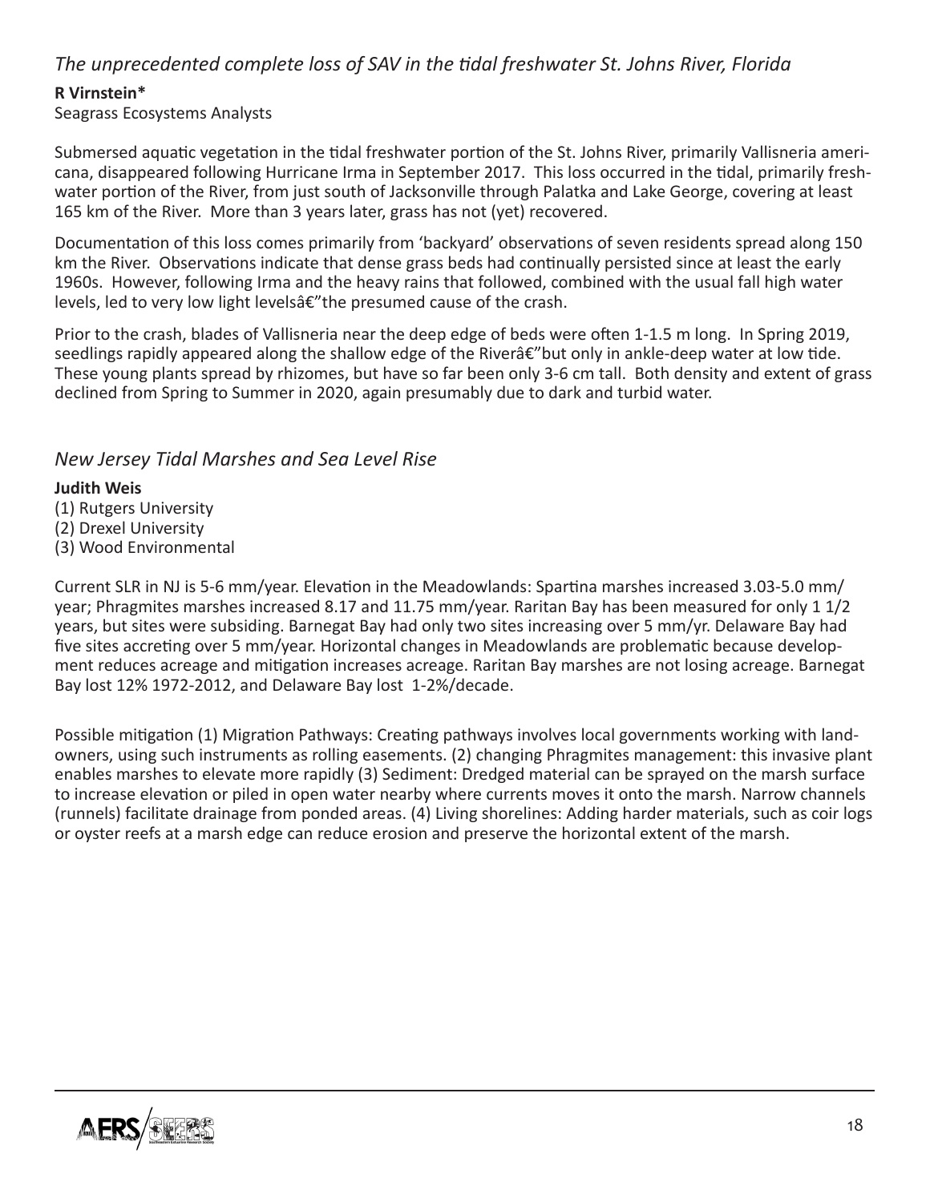### *The unprecedented complete loss of SAV in the tidal freshwater St. Johns River, Florida*

**R Virnstein***
Seagrass Ecosystems Analysts

Submersed aquatic vegetation in the tidal freshwater portion of the St. Johns River, primarily Vallisneria americana, disappeared following Hurricane Irma in September 2017. This loss occurred in the tidal, primarily freshwater portion of the River, from just south of Jacksonville through Palatka and Lake George, covering at least 165 km of the River. More than 3 years later, grass has not (yet) recovered.

Documentation of this loss comes primarily from 'backyard' observations of seven residents spread along 150 km the River. Observations indicate that dense grass beds had continually persisted since at least the early 1960s. However, following Irma and the heavy rains that followed, combined with the usual fall high water levels, led to very low light levelsâ€"the presumed cause of the crash.

Prior to the crash, blades of Vallisneria near the deep edge of beds were often 1-1.5 m long. In Spring 2019, seedlings rapidly appeared along the shallow edge of the Riverâ€"but only in ankle-deep water at low tide. These young plants spread by rhizomes, but have so far been only 3-6 cm tall. Both density and extent of grass declined from Spring to Summer in 2020, again presumably due to dark and turbid water.

### *New Jersey Tidal Marshes and Sea Level Rise*

**Judith Weis**
(1) Rutgers University
(2) Drexel University
(3) Wood Environmental

Current SLR in NJ is 5-6 mm/year. Elevation in the Meadowlands: Spartina marshes increased 3.03-5.0 mm/year; Phragmites marshes increased 8.17 and 11.75 mm/year. Raritan Bay has been measured for only 1 1/2 years, but sites were subsiding. Barnegat Bay had only two sites increasing over 5 mm/yr. Delaware Bay had five sites accreting over 5 mm/year. Horizontal changes in Meadowlands are problematic because development reduces acreage and mitigation increases acreage. Raritan Bay marshes are not losing acreage. Barnegat Bay lost 12% 1972-2012, and Delaware Bay lost 1-2%/decade.

Possible mitigation (1) Migration Pathways: Creating pathways involves local governments working with landowners, using such instruments as rolling easements. (2) changing Phragmites management: this invasive plant enables marshes to elevate more rapidly (3) Sediment: Dredged material can be sprayed on the marsh surface to increase elevation or piled in open water nearby where currents moves it onto the marsh. Narrow channels (runnels) facilitate drainage from ponded areas. (4) Living shorelines: Adding harder materials, such as coir logs or oyster reefs at a marsh edge can reduce erosion and preserve the horizontal extent of the marsh.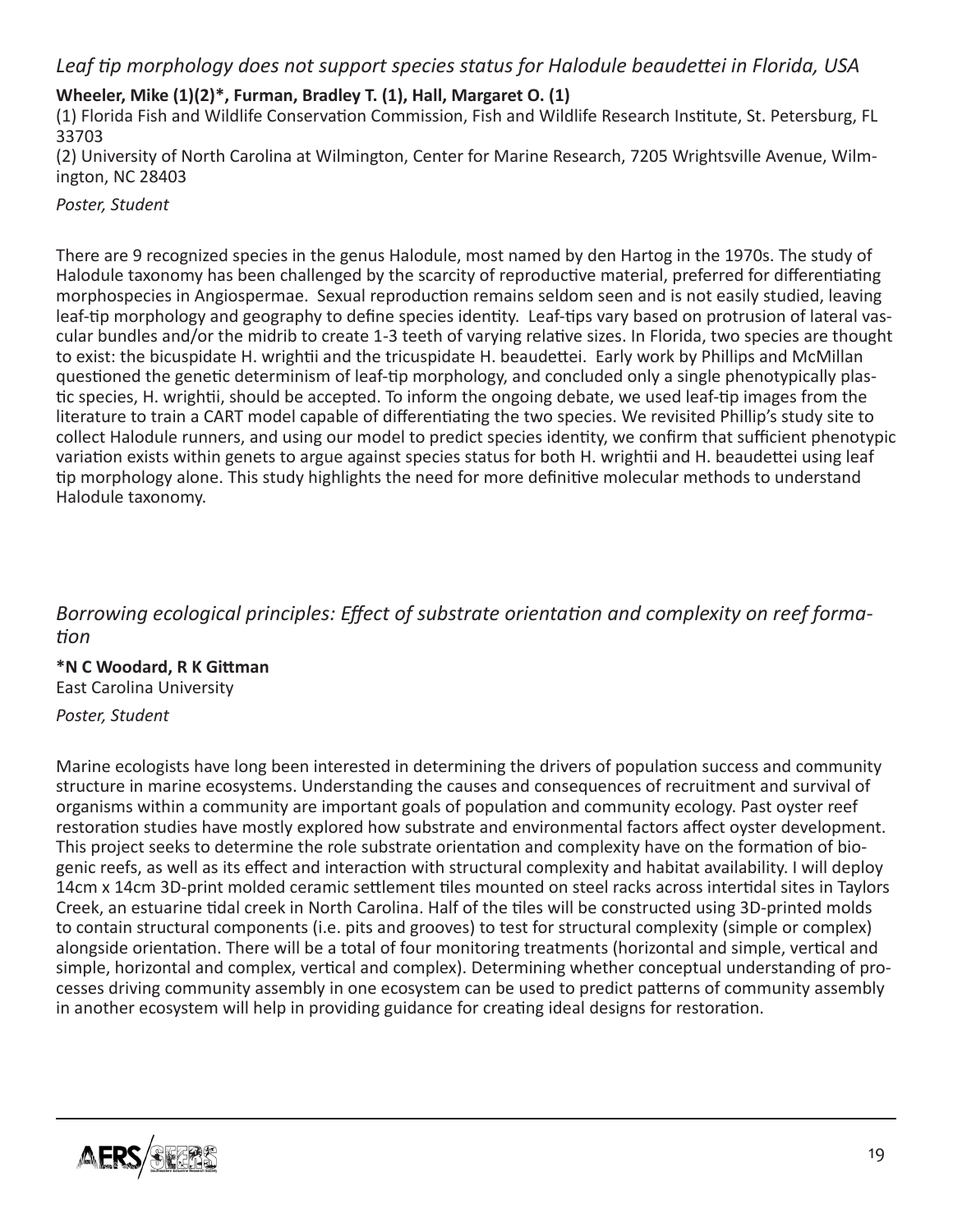### *Leaf tip morphology does not support species status for Halodule beaudettei in Florida, USA*

**Wheeler, Mike (1)(2)*, Furman, Bradley T. (1), Hall, Margaret O. (1)**

(1) Florida Fish and Wildlife Conservation Commission, Fish and Wildlife Research Institute, St. Petersburg, FL 33703

(2) University of North Carolina at Wilmington, Center for Marine Research, 7205 Wrightsville Avenue, Wilmington, NC 28403

*Poster, Student*

There are 9 recognized species in the genus Halodule, most named by den Hartog in the 1970s. The study of Halodule taxonomy has been challenged by the scarcity of reproductive material, preferred for differentiating morphospecies in Angiospermae. Sexual reproduction remains seldom seen and is not easily studied, leaving leaf-tip morphology and geography to define species identity. Leaf-tips vary based on protrusion of lateral vascular bundles and/or the midrib to create 1-3 teeth of varying relative sizes. In Florida, two species are thought to exist: the bicuspidate H. wrightii and the tricuspidate H. beaudettei. Early work by Phillips and McMillan questioned the genetic determinism of leaf-tip morphology, and concluded only a single phenotypically plastic species, H. wrightii, should be accepted. To inform the ongoing debate, we used leaf-tip images from the literature to train a CART model capable of differentiating the two species. We revisited Phillip's study site to collect Halodule runners, and using our model to predict species identity, we confirm that sufficient phenotypic variation exists within genets to argue against species status for both H. wrightii and H. beaudettei using leaf tip morphology alone. This study highlights the need for more definitive molecular methods to understand Halodule taxonomy.

### *Borrowing ecological principles: Effect of substrate orientation and complexity on reef formation*

***N C Woodard, R K Gittman**

East Carolina University

*Poster, Student*

Marine ecologists have long been interested in determining the drivers of population success and community structure in marine ecosystems. Understanding the causes and consequences of recruitment and survival of organisms within a community are important goals of population and community ecology. Past oyster reef restoration studies have mostly explored how substrate and environmental factors affect oyster development. This project seeks to determine the role substrate orientation and complexity have on the formation of biogenic reefs, as well as its effect and interaction with structural complexity and habitat availability. I will deploy 14cm x 14cm 3D-print molded ceramic settlement tiles mounted on steel racks across intertidal sites in Taylors Creek, an estuarine tidal creek in North Carolina. Half of the tiles will be constructed using 3D-printed molds to contain structural components (i.e. pits and grooves) to test for structural complexity (simple or complex) alongside orientation. There will be a total of four monitoring treatments (horizontal and simple, vertical and simple, horizontal and complex, vertical and complex). Determining whether conceptual understanding of processes driving community assembly in one ecosystem can be used to predict patterns of community assembly in another ecosystem will help in providing guidance for creating ideal designs for restoration.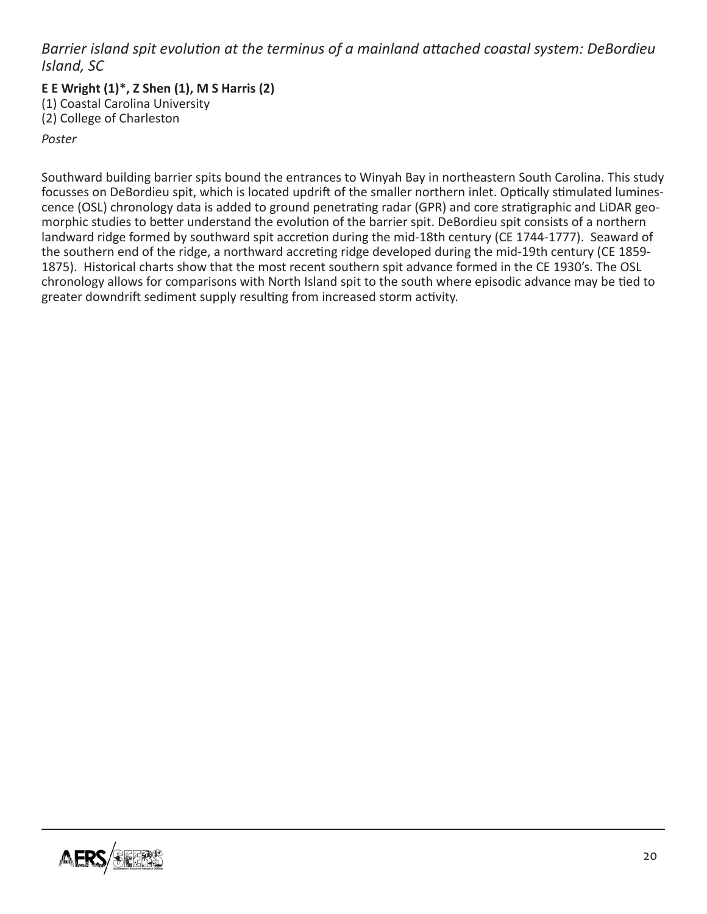*Barrier island spit evolution at the terminus of a mainland attached coastal system: DeBordieu Island, SC*

**E E Wright (1)*, Z Shen (1), M S Harris (2)**

(1) Coastal Carolina University

(2) College of Charleston

*Poster*

Southward building barrier spits bound the entrances to Winyah Bay in northeastern South Carolina. This study focusses on DeBordieu spit, which is located updrift of the smaller northern inlet. Optically stimulated luminescence (OSL) chronology data is added to ground penetrating radar (GPR) and core stratigraphic and LiDAR geomorphic studies to better understand the evolution of the barrier spit. DeBordieu spit consists of a northern landward ridge formed by southward spit accretion during the mid-18th century (CE 1744-1777). Seaward of the southern end of the ridge, a northward accreting ridge developed during the mid-19th century (CE 1859-1875). Historical charts show that the most recent southern spit advance formed in the CE 1930's. The OSL chronology allows for comparisons with North Island spit to the south where episodic advance may be tied to greater downdrift sediment supply resulting from increased storm activity.